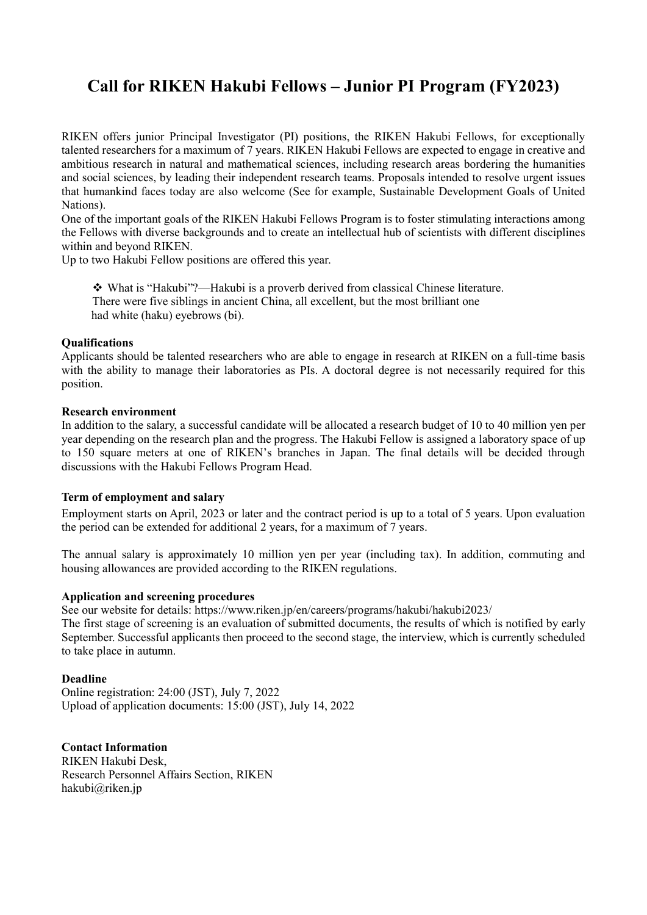# Call for RIKEN Hakubi Fellows – Junior PI Program (FY2023)

RIKEN offers junior Principal Investigator (PI) positions, the RIKEN Hakubi Fellows, for exceptionally talented researchers for a maximum of 7 years. RIKEN Hakubi Fellows are expected to engage in creative and ambitious research in natural and mathematical sciences, including research areas bordering the humanities and social sciences, by leading their independent research teams. Proposals intended to resolve urgent issues that humankind faces today are also welcome (See for example, Sustainable Development Goals of United Nations).

One of the important goals of the RIKEN Hakubi Fellows Program is to foster stimulating interactions among the Fellows with diverse backgrounds and to create an intellectual hub of scientists with different disciplines within and beyond RIKEN.

Up to two Hakubi Fellow positions are offered this year.

> ❖ What is "Hakubi"?—Hakubi is a proverb derived from classical Chinese literature. There were five siblings in ancient China, all excellent, but the most brilliant one had white (haku) eyebrows (bi).

**Qualifications**

Applicants should be talented researchers who are able to engage in research at RIKEN on a full-time basis with the ability to manage their laboratories as PIs. A doctoral degree is not necessarily required for this position.

**Research environment**

In addition to the salary, a successful candidate will be allocated a research budget of 10 to 40 million yen per year depending on the research plan and the progress. The Hakubi Fellow is assigned a laboratory space of up to 150 square meters at one of RIKEN's branches in Japan. The final details will be decided through discussions with the Hakubi Fellows Program Head.

**Term of employment and salary**

Employment starts on April, 2023 or later and the contract period is up to a total of 5 years. Upon evaluation the period can be extended for additional 2 years, for a maximum of 7 years.

The annual salary is approximately 10 million yen per year (including tax). In addition, commuting and housing allowances are provided according to the RIKEN regulations.

**Application and screening procedures**

See our website for details: https://www.riken.jp/en/careers/programs/hakubi/hakubi2023/

The first stage of screening is an evaluation of submitted documents, the results of which is notified by early September. Successful applicants then proceed to the second stage, the interview, which is currently scheduled to take place in autumn.

**Deadline**

Online registration: 24:00 (JST), July 7, 2022
Upload of application documents: 15:00 (JST), July 14, 2022

**Contact Information**

RIKEN Hakubi Desk,
Research Personnel Affairs Section, RIKEN
hakubi@riken.jp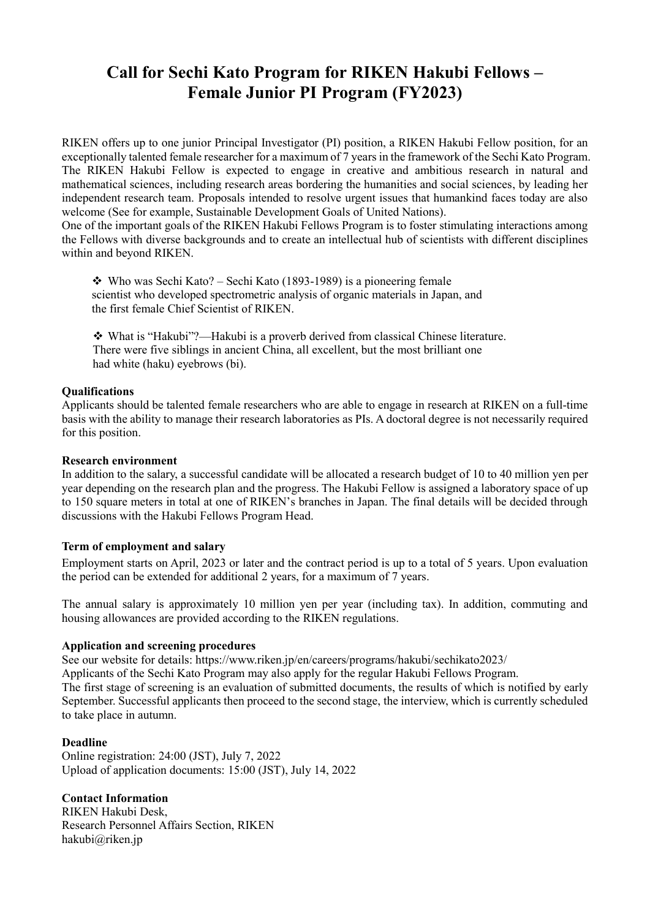# Call for Sechi Kato Program for RIKEN Hakubi Fellows – Female Junior PI Program (FY2023)

RIKEN offers up to one junior Principal Investigator (PI) position, a RIKEN Hakubi Fellow position, for an exceptionally talented female researcher for a maximum of 7 years in the framework of the Sechi Kato Program. The RIKEN Hakubi Fellow is expected to engage in creative and ambitious research in natural and mathematical sciences, including research areas bordering the humanities and social sciences, by leading her independent research team. Proposals intended to resolve urgent issues that humankind faces today are also welcome (See for example, Sustainable Development Goals of United Nations).
One of the important goals of the RIKEN Hakubi Fellows Program is to foster stimulating interactions among the Fellows with diverse backgrounds and to create an intellectual hub of scientists with different disciplines within and beyond RIKEN.

❖ Who was Sechi Kato? – Sechi Kato (1893-1989) is a pioneering female scientist who developed spectrometric analysis of organic materials in Japan, and the first female Chief Scientist of RIKEN.

❖ What is "Hakubi"?—Hakubi is a proverb derived from classical Chinese literature. There were five siblings in ancient China, all excellent, but the most brilliant one had white (haku) eyebrows (bi).

**Qualifications**
Applicants should be talented female researchers who are able to engage in research at RIKEN on a full-time basis with the ability to manage their research laboratories as PIs. A doctoral degree is not necessarily required for this position.

**Research environment**
In addition to the salary, a successful candidate will be allocated a research budget of 10 to 40 million yen per year depending on the research plan and the progress. The Hakubi Fellow is assigned a laboratory space of up to 150 square meters in total at one of RIKEN's branches in Japan. The final details will be decided through discussions with the Hakubi Fellows Program Head.

**Term of employment and salary**
Employment starts on April, 2023 or later and the contract period is up to a total of 5 years. Upon evaluation the period can be extended for additional 2 years, for a maximum of 7 years.

The annual salary is approximately 10 million yen per year (including tax). In addition, commuting and housing allowances are provided according to the RIKEN regulations.

**Application and screening procedures**
See our website for details: https://www.riken.jp/en/careers/programs/hakubi/sechikato2023/
Applicants of the Sechi Kato Program may also apply for the regular Hakubi Fellows Program.
The first stage of screening is an evaluation of submitted documents, the results of which is notified by early September. Successful applicants then proceed to the second stage, the interview, which is currently scheduled to take place in autumn.

**Deadline**
Online registration: 24:00 (JST), July 7, 2022
Upload of application documents: 15:00 (JST), July 14, 2022

**Contact Information**
RIKEN Hakubi Desk,
Research Personnel Affairs Section, RIKEN
hakubi@riken.jp